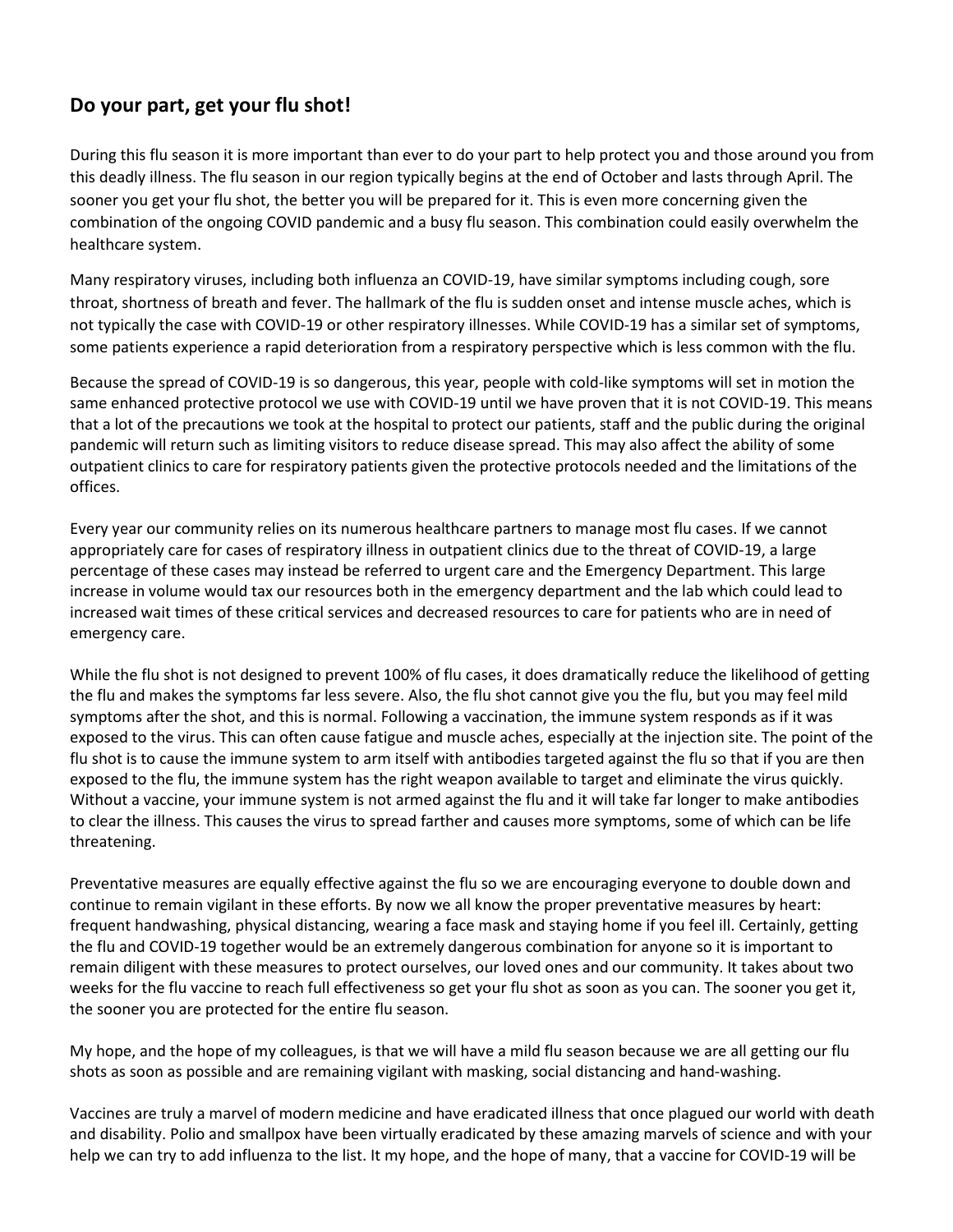## Do your part, get your flu shot!

During this flu season it is more important than ever to do your part to help protect you and those around you from this deadly illness. The flu season in our region typically begins at the end of October and lasts through April. The sooner you get your flu shot, the better you will be prepared for it. This is even more concerning given the combination of the ongoing COVID pandemic and a busy flu season. This combination could easily overwhelm the healthcare system.

Many respiratory viruses, including both influenza an COVID-19, have similar symptoms including cough, sore throat, shortness of breath and fever. The hallmark of the flu is sudden onset and intense muscle aches, which is not typically the case with COVID-19 or other respiratory illnesses. While COVID-19 has a similar set of symptoms, some patients experience a rapid deterioration from a respiratory perspective which is less common with the flu.

Because the spread of COVID-19 is so dangerous, this year, people with cold-like symptoms will set in motion the same enhanced protective protocol we use with COVID-19 until we have proven that it is not COVID-19. This means that a lot of the precautions we took at the hospital to protect our patients, staff and the public during the original pandemic will return such as limiting visitors to reduce disease spread. This may also affect the ability of some outpatient clinics to care for respiratory patients given the protective protocols needed and the limitations of the offices.

Every year our community relies on its numerous healthcare partners to manage most flu cases. If we cannot appropriately care for cases of respiratory illness in outpatient clinics due to the threat of COVID-19, a large percentage of these cases may instead be referred to urgent care and the Emergency Department. This large increase in volume would tax our resources both in the emergency department and the lab which could lead to increased wait times of these critical services and decreased resources to care for patients who are in need of emergency care.

While the flu shot is not designed to prevent 100% of flu cases, it does dramatically reduce the likelihood of getting the flu and makes the symptoms far less severe. Also, the flu shot cannot give you the flu, but you may feel mild symptoms after the shot, and this is normal. Following a vaccination, the immune system responds as if it was exposed to the virus. This can often cause fatigue and muscle aches, especially at the injection site. The point of the flu shot is to cause the immune system to arm itself with antibodies targeted against the flu so that if you are then exposed to the flu, the immune system has the right weapon available to target and eliminate the virus quickly. Without a vaccine, your immune system is not armed against the flu and it will take far longer to make antibodies to clear the illness. This causes the virus to spread farther and causes more symptoms, some of which can be life threatening.

Preventative measures are equally effective against the flu so we are encouraging everyone to double down and continue to remain vigilant in these efforts. By now we all know the proper preventative measures by heart: frequent handwashing, physical distancing, wearing a face mask and staying home if you feel ill. Certainly, getting the flu and COVID-19 together would be an extremely dangerous combination for anyone so it is important to remain diligent with these measures to protect ourselves, our loved ones and our community. It takes about two weeks for the flu vaccine to reach full effectiveness so get your flu shot as soon as you can. The sooner you get it, the sooner you are protected for the entire flu season.

My hope, and the hope of my colleagues, is that we will have a mild flu season because we are all getting our flu shots as soon as possible and are remaining vigilant with masking, social distancing and hand-washing.

Vaccines are truly a marvel of modern medicine and have eradicated illness that once plagued our world with death and disability. Polio and smallpox have been virtually eradicated by these amazing marvels of science and with your help we can try to add influenza to the list. It my hope, and the hope of many, that a vaccine for COVID-19 will be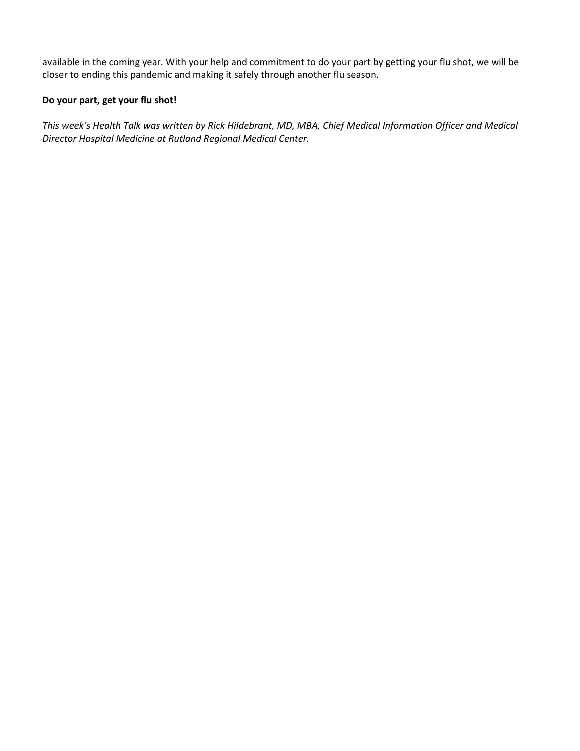available in the coming year. With your help and commitment to do your part by getting your flu shot, we will be closer to ending this pandemic and making it safely through another flu season.

**Do your part, get your flu shot!**

*This week's Health Talk was written by Rick Hildebrant, MD, MBA, Chief Medical Information Officer and Medical Director Hospital Medicine at Rutland Regional Medical Center.*